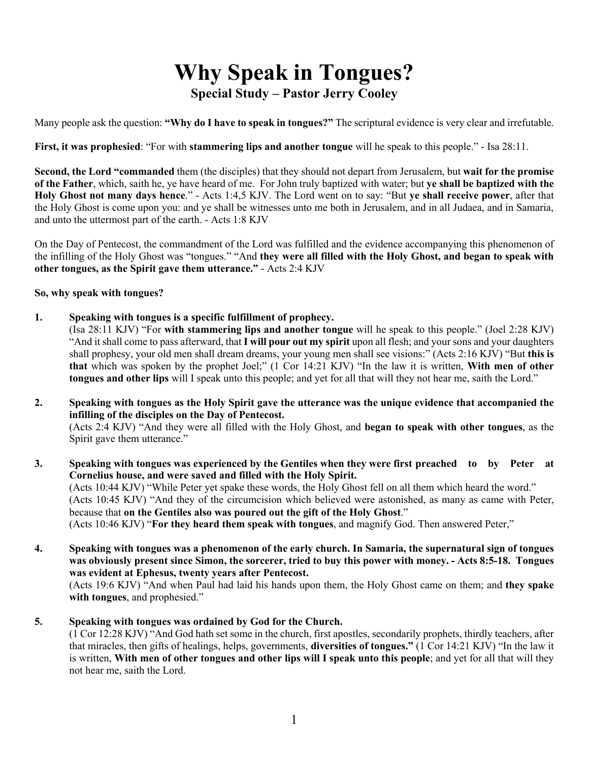# Why Speak in Tongues?

## Special Study – Pastor Jerry Cooley

Many people ask the question: **"Why do I have to speak in tongues?"** The scriptural evidence is very clear and irrefutable.

**First, it was prophesied**: "For with **stammering lips and another tongue** will he speak to this people." - Isa 28:11.

**Second, the Lord "commanded** them (the disciples) that they should not depart from Jerusalem, but **wait for the promise of the Father**, which, saith he, ye have heard of me. For John truly baptized with water; but **ye shall be baptized with the Holy Ghost not many days hence**." - Acts 1:4,5 KJV. The Lord went on to say: "But **ye shall receive power**, after that the Holy Ghost is come upon you: and ye shall be witnesses unto me both in Jerusalem, and in all Judaea, and in Samaria, and unto the uttermost part of the earth. - Acts 1:8 KJV

On the Day of Pentecost, the commandment of the Lord was fulfilled and the evidence accompanying this phenomenon of the infilling of the Holy Ghost was "tongues." "And **they were all filled with the Holy Ghost, and began to speak with other tongues, as the Spirit gave them utterance."** - Acts 2:4 KJV

**So, why speak with tongues?**

1. **Speaking with tongues is a specific fulfillment of prophecy.**
   (Isa 28:11 KJV) "For **with stammering lips and another tongue** will he speak to this people." (Joel 2:28 KJV) "And it shall come to pass afterward, that **I will pour out my spirit** upon all flesh; and your sons and your daughters shall prophesy, your old men shall dream dreams, your young men shall see visions:" (Acts 2:16 KJV) "But **this is that** which was spoken by the prophet Joel;" (1 Cor 14:21 KJV) "In the law it is written, **With men of other tongues and other lips** will I speak unto this people; and yet for all that will they not hear me, saith the Lord."

2. **Speaking with tongues as the Holy Spirit gave the utterance was the unique evidence that accompanied the infilling of the disciples on the Day of Pentecost.**
   (Acts 2:4 KJV) "And they were all filled with the Holy Ghost, and **began to speak with other tongues**, as the Spirit gave them utterance."

3. **Speaking with tongues was experienced by the Gentiles when they were first preached to by Peter at Cornelius house, and were saved and filled with the Holy Spirit.**
   (Acts 10:44 KJV) "While Peter yet spake these words, the Holy Ghost fell on all them which heard the word."
   (Acts 10:45 KJV) "And they of the circumcision which believed were astonished, as many as came with Peter, because that **on the Gentiles also was poured out the gift of the Holy Ghost**."
   (Acts 10:46 KJV) "**For they heard them speak with tongues**, and magnify God. Then answered Peter,"

4. **Speaking with tongues was a phenomenon of the early church. In Samaria, the supernatural sign of tongues was obviously present since Simon, the sorcerer, tried to buy this power with money. - Acts 8:5-18. Tongues was evident at Ephesus, twenty years after Pentecost.**
   (Acts 19:6 KJV) "And when Paul had laid his hands upon them, the Holy Ghost came on them; and **they spake with tongues**, and prophesied."

5. **Speaking with tongues was ordained by God for the Church.**
   (1 Cor 12:28 KJV) "And God hath set some in the church, first apostles, secondarily prophets, thirdly teachers, after that miracles, then gifts of healings, helps, governments, **diversities of tongues."** (1 Cor 14:21 KJV) "In the law it is written, **With men of other tongues and other lips will I speak unto this people**; and yet for all that will they not hear me, saith the Lord.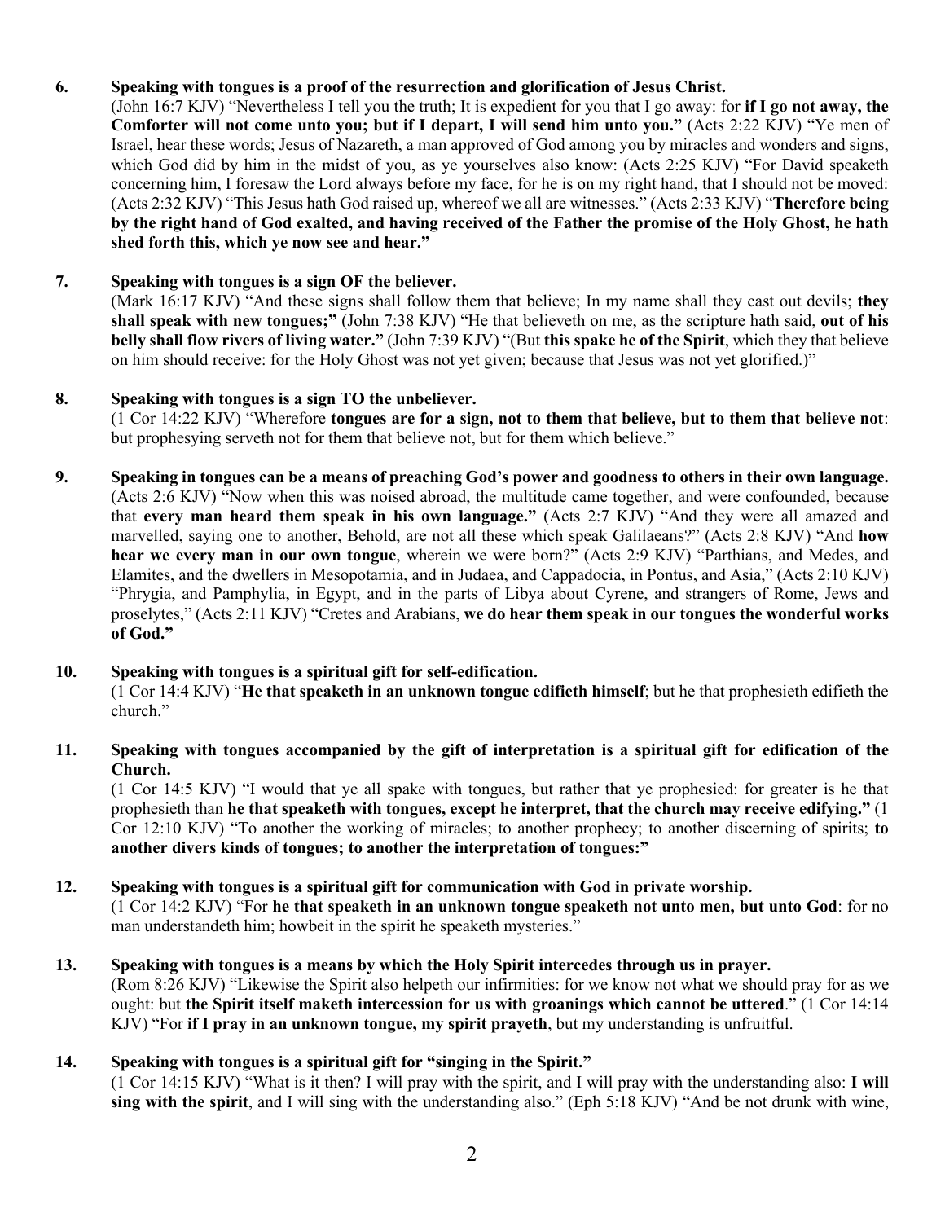6. **Speaking with tongues is a proof of the resurrection and glorification of Jesus Christ.**
(John 16:7 KJV) "Nevertheless I tell you the truth; It is expedient for you that I go away: for **if I go not away, the Comforter will not come unto you; but if I depart, I will send him unto you."** (Acts 2:22 KJV) "Ye men of Israel, hear these words; Jesus of Nazareth, a man approved of God among you by miracles and wonders and signs, which God did by him in the midst of you, as ye yourselves also know: (Acts 2:25 KJV) "For David speaketh concerning him, I foresaw the Lord always before my face, for he is on my right hand, that I should not be moved: (Acts 2:32 KJV) "This Jesus hath God raised up, whereof we all are witnesses." (Acts 2:33 KJV) "**Therefore being by the right hand of God exalted, and having received of the Father the promise of the Holy Ghost, he hath shed forth this, which ye now see and hear."**

7. **Speaking with tongues is a sign OF the believer.**
(Mark 16:17 KJV) "And these signs shall follow them that believe; In my name shall they cast out devils; **they shall speak with new tongues;"** (John 7:38 KJV) "He that believeth on me, as the scripture hath said, **out of his belly shall flow rivers of living water."** (John 7:39 KJV) "(But **this spake he of the Spirit**, which they that believe on him should receive: for the Holy Ghost was not yet given; because that Jesus was not yet glorified.)"

8. **Speaking with tongues is a sign TO the unbeliever.**
(1 Cor 14:22 KJV) "Wherefore **tongues are for a sign, not to them that believe, but to them that believe not**: but prophesying serveth not for them that believe not, but for them which believe."

9. **Speaking in tongues can be a means of preaching God's power and goodness to others in their own language.**
(Acts 2:6 KJV) "Now when this was noised abroad, the multitude came together, and were confounded, because that **every man heard them speak in his own language."** (Acts 2:7 KJV) "And they were all amazed and marvelled, saying one to another, Behold, are not all these which speak Galilaeans?" (Acts 2:8 KJV) "And **how hear we every man in our own tongue**, wherein we were born?" (Acts 2:9 KJV) "Parthians, and Medes, and Elamites, and the dwellers in Mesopotamia, and in Judaea, and Cappadocia, in Pontus, and Asia," (Acts 2:10 KJV) "Phrygia, and Pamphylia, in Egypt, and in the parts of Libya about Cyrene, and strangers of Rome, Jews and proselytes," (Acts 2:11 KJV) "Cretes and Arabians, **we do hear them speak in our tongues the wonderful works of God."**

10. **Speaking with tongues is a spiritual gift for self-edification.**
(1 Cor 14:4 KJV) "**He that speaketh in an unknown tongue edifieth himself**; but he that prophesieth edifieth the church."

11. **Speaking with tongues accompanied by the gift of interpretation is a spiritual gift for edification of the Church.**
(1 Cor 14:5 KJV) "I would that ye all spake with tongues, but rather that ye prophesied: for greater is he that prophesieth than **he that speaketh with tongues, except he interpret, that the church may receive edifying."** (1 Cor 12:10 KJV) "To another the working of miracles; to another prophecy; to another discerning of spirits; **to another divers kinds of tongues; to another the interpretation of tongues:"**

12. **Speaking with tongues is a spiritual gift for communication with God in private worship.**
(1 Cor 14:2 KJV) "For **he that speaketh in an unknown tongue speaketh not unto men, but unto God**: for no man understandeth him; howbeit in the spirit he speaketh mysteries."

13. **Speaking with tongues is a means by which the Holy Spirit intercedes through us in prayer.**
(Rom 8:26 KJV) "Likewise the Spirit also helpeth our infirmities: for we know not what we should pray for as we ought: but **the Spirit itself maketh intercession for us with groanings which cannot be uttered**." (1 Cor 14:14 KJV) "For **if I pray in an unknown tongue, my spirit prayeth**, but my understanding is unfruitful.

14. **Speaking with tongues is a spiritual gift for "singing in the Spirit."**
(1 Cor 14:15 KJV) "What is it then? I will pray with the spirit, and I will pray with the understanding also: **I will sing with the spirit**, and I will sing with the understanding also." (Eph 5:18 KJV) "And be not drunk with wine,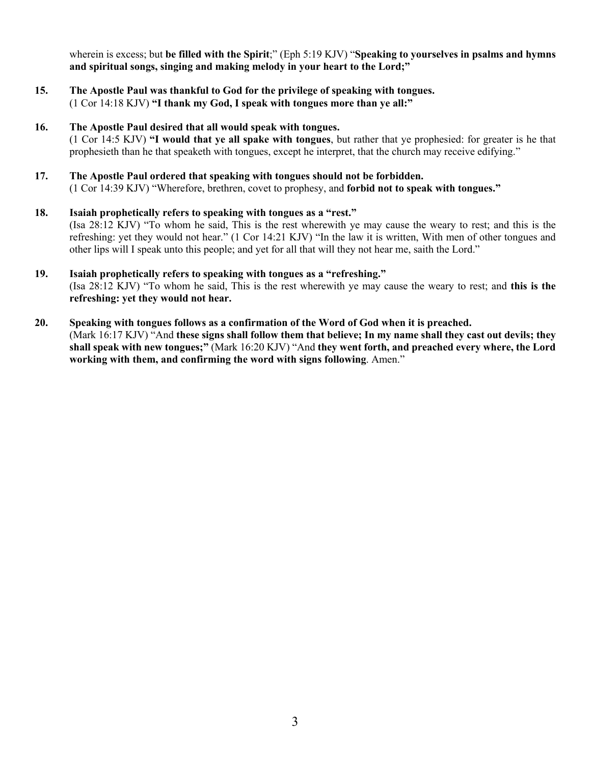wherein is excess; but **be filled with the Spirit**;" (Eph 5:19 KJV) "**Speaking to yourselves in psalms and hymns and spiritual songs, singing and making melody in your heart to the Lord;"**

**15. The Apostle Paul was thankful to God for the privilege of speaking with tongues.**
(1 Cor 14:18 KJV) **"I thank my God, I speak with tongues more than ye all:"**

**16. The Apostle Paul desired that all would speak with tongues.**
(1 Cor 14:5 KJV) **"I would that ye all spake with tongues**, but rather that ye prophesied: for greater is he that prophesieth than he that speaketh with tongues, except he interpret, that the church may receive edifying."

**17. The Apostle Paul ordered that speaking with tongues should not be forbidden.**
(1 Cor 14:39 KJV) "Wherefore, brethren, covet to prophesy, and **forbid not to speak with tongues."**

**18. Isaiah prophetically refers to speaking with tongues as a "rest."**
(Isa 28:12 KJV) "To whom he said, This is the rest wherewith ye may cause the weary to rest; and this is the refreshing: yet they would not hear." (1 Cor 14:21 KJV) "In the law it is written, With men of other tongues and other lips will I speak unto this people; and yet for all that will they not hear me, saith the Lord."

**19. Isaiah prophetically refers to speaking with tongues as a "refreshing."**
(Isa 28:12 KJV) "To whom he said, This is the rest wherewith ye may cause the weary to rest; and **this is the refreshing: yet they would not hear.**

**20. Speaking with tongues follows as a confirmation of the Word of God when it is preached.**
(Mark 16:17 KJV) "And **these signs shall follow them that believe; In my name shall they cast out devils; they shall speak with new tongues;"** (Mark 16:20 KJV) "And **they went forth, and preached every where, the Lord working with them, and confirming the word with signs following**. Amen."